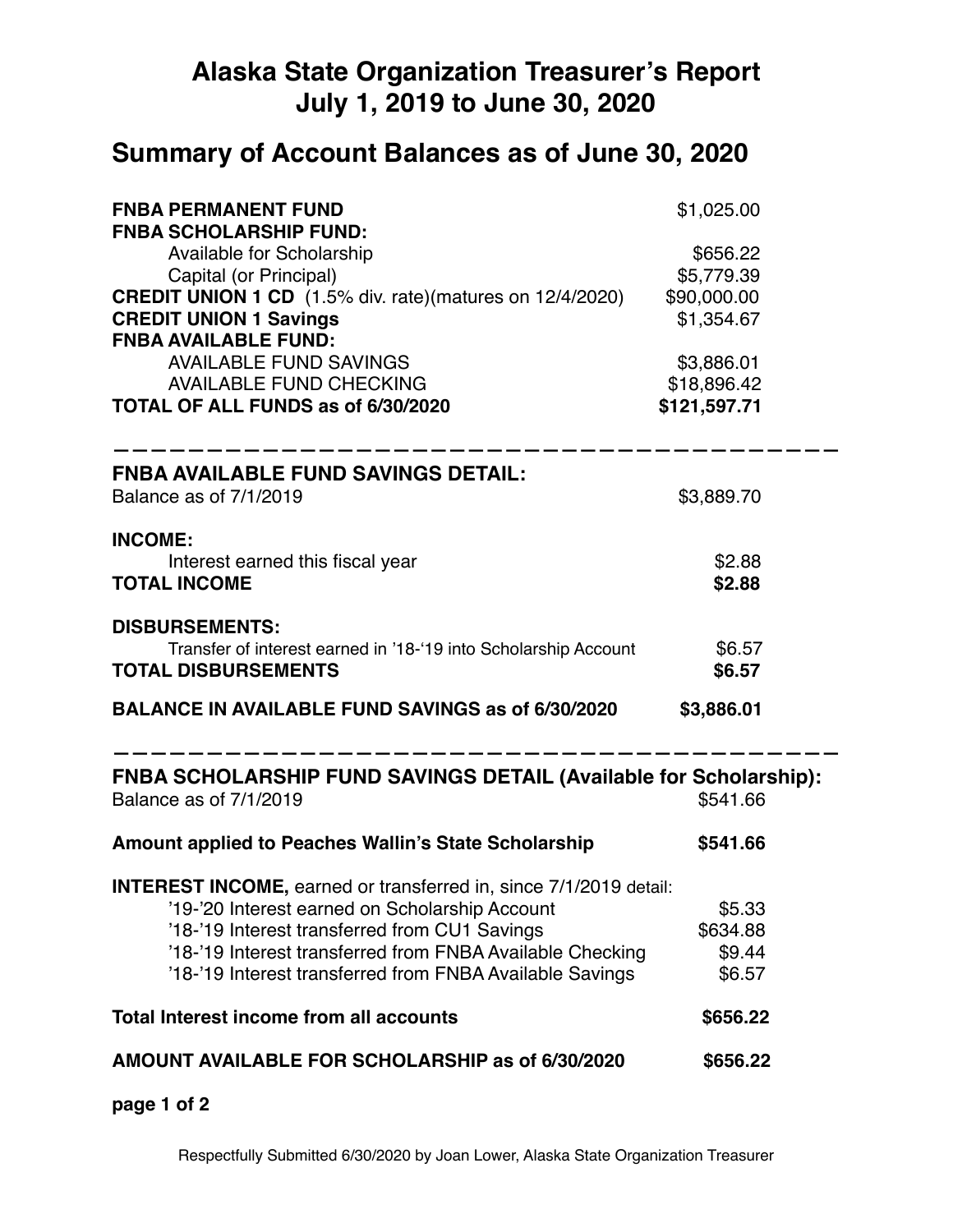# Alaska State Organization Treasurer's Report
# July 1, 2019 to June 30, 2020

## Summary of Account Balances as of June 30, 2020

| | |
|---|---|
| **FNBA PERMANENT FUND** | $1,025.00 |
| **FNBA SCHOLARSHIP FUND:** | |
| Available for Scholarship | $656.22 |
| Capital (or Principal) | $5,779.39 |
| **CREDIT UNION 1 CD** (1.5% div. rate)(matures on 12/4/2020) | $90,000.00 |
| **CREDIT UNION 1 Savings** | $1,354.67 |
| **FNBA AVAILABLE FUND:** | |
| AVAILABLE FUND SAVINGS | $3,886.01 |
| AVAILABLE FUND CHECKING | $18,896.42 |
| **TOTAL OF ALL FUNDS as of 6/30/2020** | **$121,597.71** |

---

### FNBA AVAILABLE FUND SAVINGS DETAIL:

| | |
|---|---|
| Balance as of 7/1/2019 | $3,889.70 |
| **INCOME:** | |
| Interest earned this fiscal year | $2.88 |
| **TOTAL INCOME** | **$2.88** |
| **DISBURSEMENTS:** | |
| Transfer of interest earned in '18-'19 into Scholarship Account | $6.57 |
| **TOTAL DISBURSEMENTS** | **$6.57** |
| **BALANCE IN AVAILABLE FUND SAVINGS as of 6/30/2020** | **$3,886.01** |

---

### FNBA SCHOLARSHIP FUND SAVINGS DETAIL (Available for Scholarship):

| | |
|---|---|
| Balance as of 7/1/2019 | $541.66 |
| **Amount applied to Peaches Wallin's State Scholarship** | **$541.66** |
| **INTEREST INCOME,** earned or transferred in, since 7/1/2019 detail: | |
| '19-'20 Interest earned on Scholarship Account | $5.33 |
| '18-'19 Interest transferred from CU1 Savings | $634.88 |
| '18-'19 Interest transferred from FNBA Available Checking | $9.44 |
| '18-'19 Interest transferred from FNBA Available Savings | $6.57 |
| **Total Interest income from all accounts** | **$656.22** |
| **AMOUNT AVAILABLE FOR SCHOLARSHIP as of 6/30/2020** | **$656.22** |

Respectfully Submitted 6/30/2020 by Joan Lower, Alaska State Organization Treasurer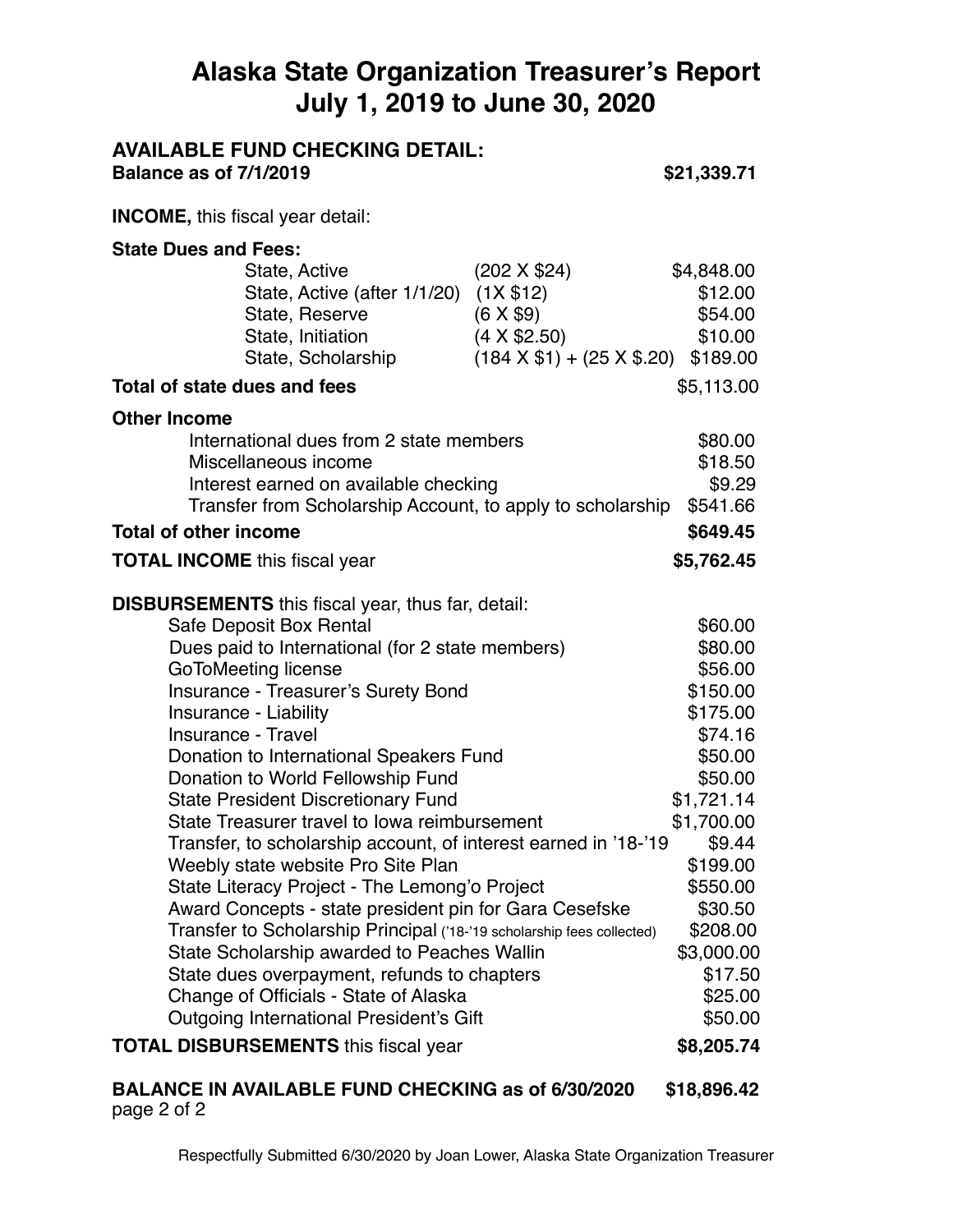# Alaska State Organization Treasurer's Report
# July 1, 2019 to June 30, 2020

## AVAILABLE FUND CHECKING DETAIL:

**Balance as of 7/1/2019** **$21,339.71**

**INCOME,** this fiscal year detail:

**State Dues and Fees:**

| | | |
|---|---|---|
| State, Active | (202 X $24) | $4,848.00 |
| State, Active (after 1/1/20) | (1X $12) | $12.00 |
| State, Reserve | (6 X $9) | $54.00 |
| State, Initiation | (4 X $2.50) | $10.00 |
| State, Scholarship | (184 X $1) + (25 X $.20) | $189.00 |
| **Total of state dues and fees** | | $5,113.00 |

**Other Income**

| | |
|---|---|
| International dues from 2 state members | $80.00 |
| Miscellaneous income | $18.50 |
| Interest earned on available checking | $9.29 |
| Transfer from Scholarship Account, to apply to scholarship | $541.66 |
| **Total of other income** | **$649.45** |
| **TOTAL INCOME** this fiscal year | **$5,762.45** |

**DISBURSEMENTS** this fiscal year, thus far, detail:

| | |
|---|---|
| Safe Deposit Box Rental | $60.00 |
| Dues paid to International (for 2 state members) | $80.00 |
| GoToMeeting license | $56.00 |
| Insurance - Treasurer's Surety Bond | $150.00 |
| Insurance - Liability | $175.00 |
| Insurance - Travel | $74.16 |
| Donation to International Speakers Fund | $50.00 |
| Donation to World Fellowship Fund | $50.00 |
| State President Discretionary Fund | $1,721.14 |
| State Treasurer travel to Iowa reimbursement | $1,700.00 |
| Transfer, to scholarship account, of interest earned in '18-'19 | $9.44 |
| Weebly state website Pro Site Plan | $199.00 |
| State Literacy Project - The Lemong'o Project | $550.00 |
| Award Concepts - state president pin for Gara Cesefske | $30.50 |
| Transfer to Scholarship Principal ('18-'19 scholarship fees collected) | $208.00 |
| State Scholarship awarded to Peaches Wallin | $3,000.00 |
| State dues overpayment, refunds to chapters | $17.50 |
| Change of Officials - State of Alaska | $25.00 |
| Outgoing International President's Gift | $50.00 |
| **TOTAL DISBURSEMENTS** this fiscal year | **$8,205.74** |

**BALANCE IN AVAILABLE FUND CHECKING as of 6/30/2020** **$18,896.42**

Respectfully Submitted 6/30/2020 by Joan Lower, Alaska State Organization Treasurer